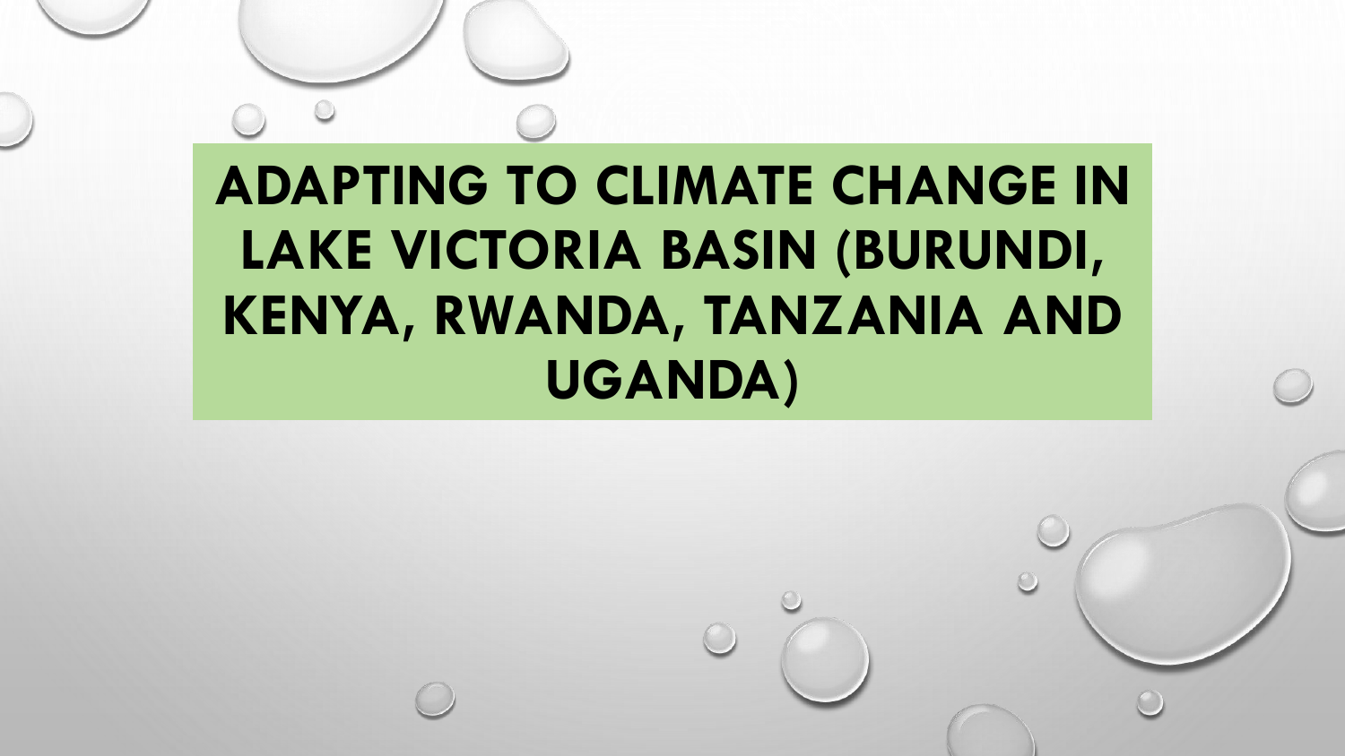# ADAPTING TO CLIMATE CHANGE IN LAKE VICTORIA BASIN (BURUNDI, KENYA, RWANDA, TANZANIA AND UGANDA)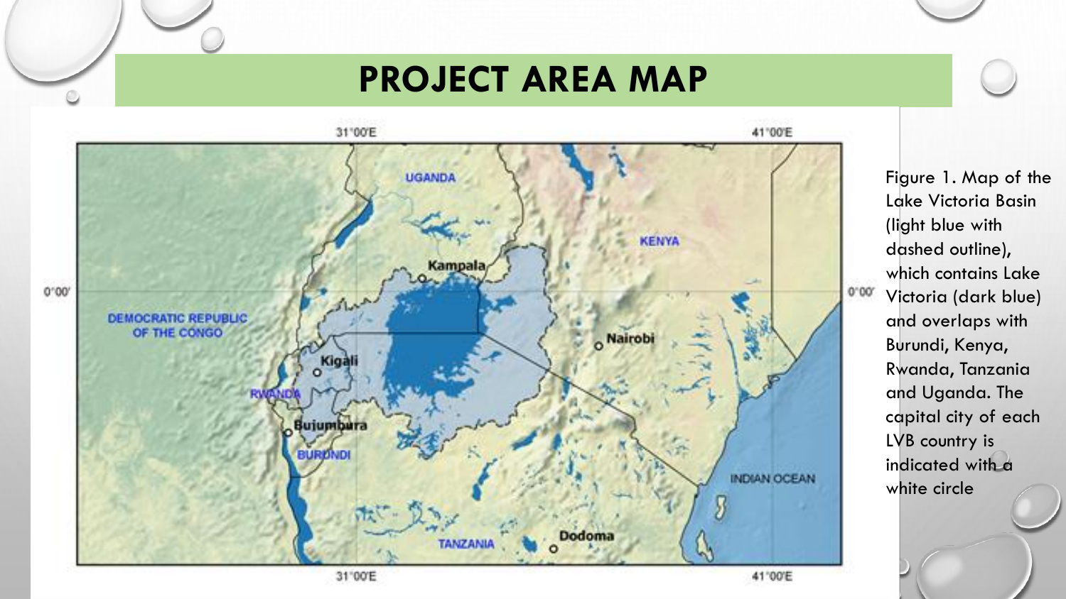# PROJECT AREA MAP

Figure 1. Map of the Lake Victoria Basin (light blue with dashed outline), which contains Lake Victoria (dark blue) and overlaps with Burundi, Kenya, Rwanda, Tanzania and Uganda. The capital city of each LVB country is indicated with a white circle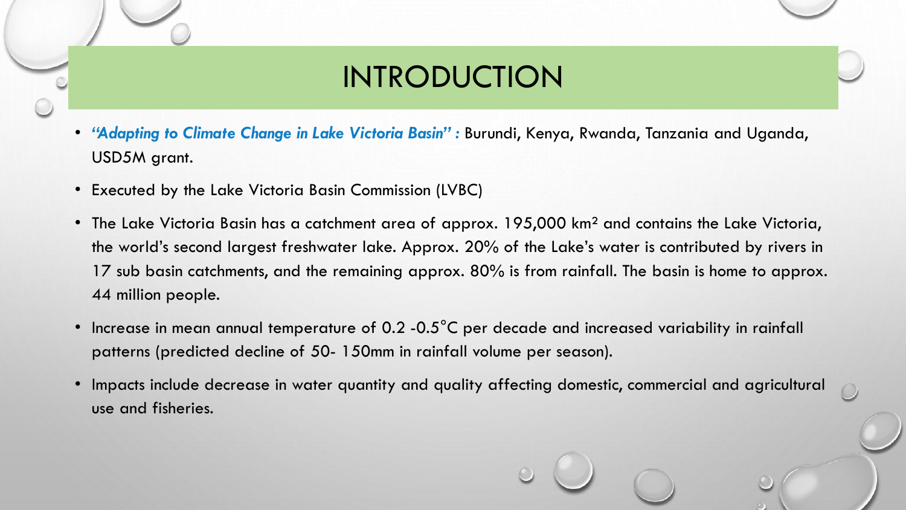# INTRODUCTION

- ***"Adapting to Climate Change in Lake Victoria Basin" :*** Burundi, Kenya, Rwanda, Tanzania and Uganda, USD5M grant.
- Executed by the Lake Victoria Basin Commission (LVBC)
- The Lake Victoria Basin has a catchment area of approx. 195,000 $km^2$ and contains the Lake Victoria, the world's second largest freshwater lake. Approx. 20% of the Lake's water is contributed by rivers in 17 sub basin catchments, and the remaining approx. 80% is from rainfall. The basin is home to approx. 44 million people.
- Increase in mean annual temperature of 0.2 -0.5°C per decade and increased variability in rainfall patterns (predicted decline of 50- 150mm in rainfall volume per season).
- Impacts include decrease in water quantity and quality affecting domestic, commercial and agricultural use and fisheries.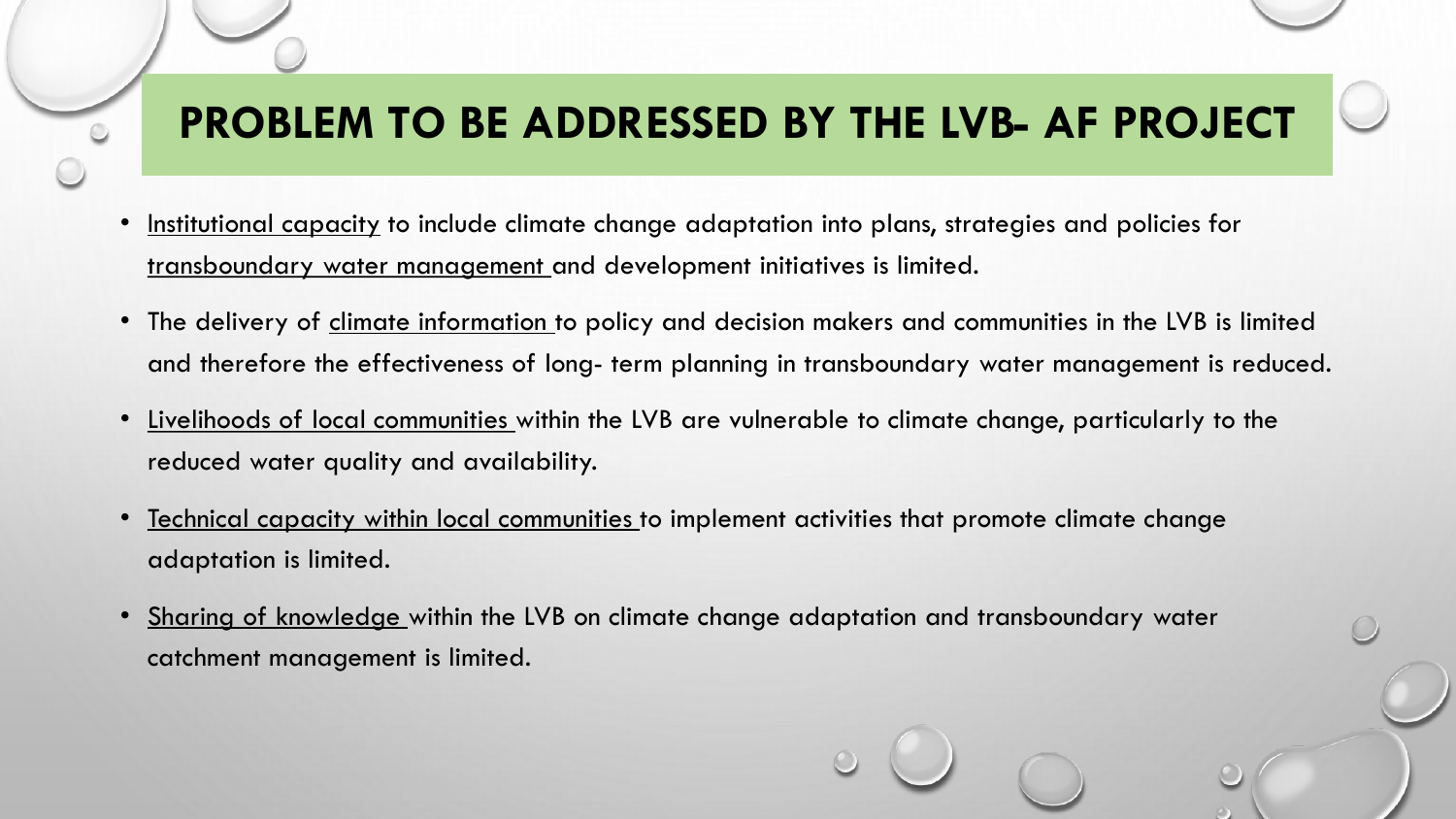# PROBLEM TO BE ADDRESSED BY THE LVB- AF PROJECT

- <u>Institutional capacity</u> to include climate change adaptation into plans, strategies and policies for <u>transboundary water management</u> and development initiatives is limited.
- The delivery of <u>climate information</u> to policy and decision makers and communities in the LVB is limited and therefore the effectiveness of long- term planning in transboundary water management is reduced.
- <u>Livelihoods of local communities</u> within the LVB are vulnerable to climate change, particularly to the reduced water quality and availability.
- <u>Technical capacity within local communities</u> to implement activities that promote climate change adaptation is limited.
- <u>Sharing of knowledge</u> within the LVB on climate change adaptation and transboundary water catchment management is limited.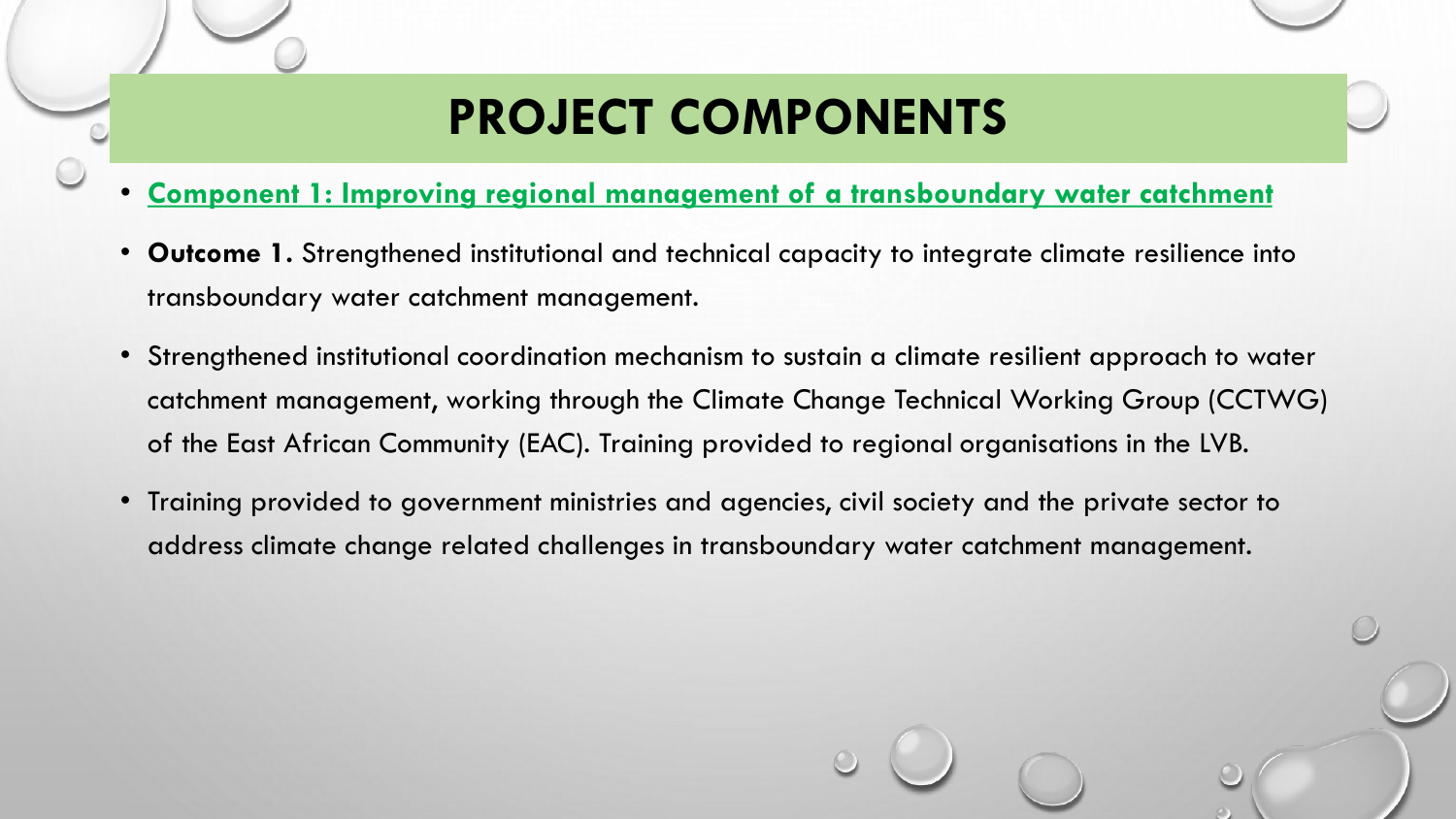# PROJECT COMPONENTS

- **Component 1: Improving regional management of a transboundary water catchment**
- **Outcome 1.** Strengthened institutional and technical capacity to integrate climate resilience into transboundary water catchment management.
- Strengthened institutional coordination mechanism to sustain a climate resilient approach to water catchment management, working through the Climate Change Technical Working Group (CCTWG) of the East African Community (EAC). Training provided to regional organisations in the LVB.
- Training provided to government ministries and agencies, civil society and the private sector to address climate change related challenges in transboundary water catchment management.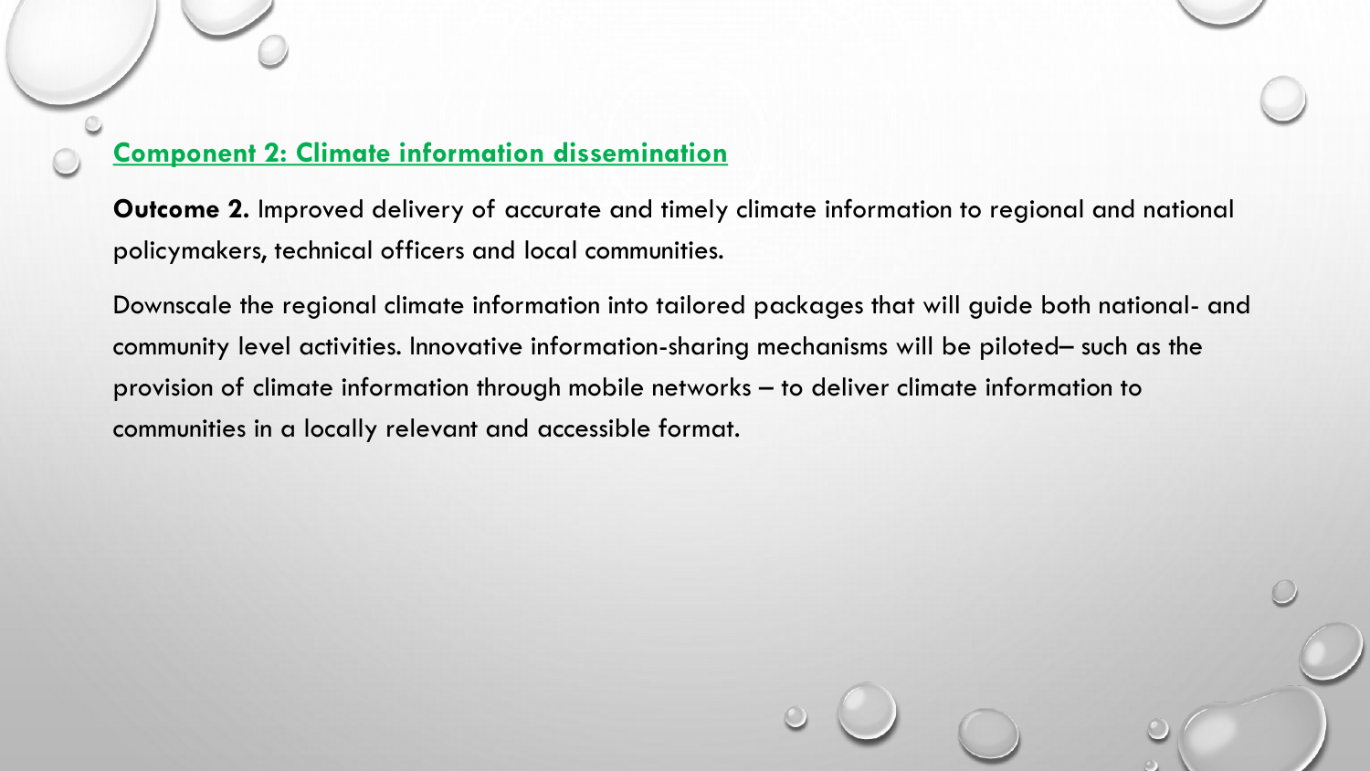## Component 2: Climate information dissemination

**Outcome 2.** Improved delivery of accurate and timely climate information to regional and national policymakers, technical officers and local communities.

Downscale the regional climate information into tailored packages that will guide both national- and community level activities. Innovative information-sharing mechanisms will be piloted– such as the provision of climate information through mobile networks – to deliver climate information to communities in a locally relevant and accessible format.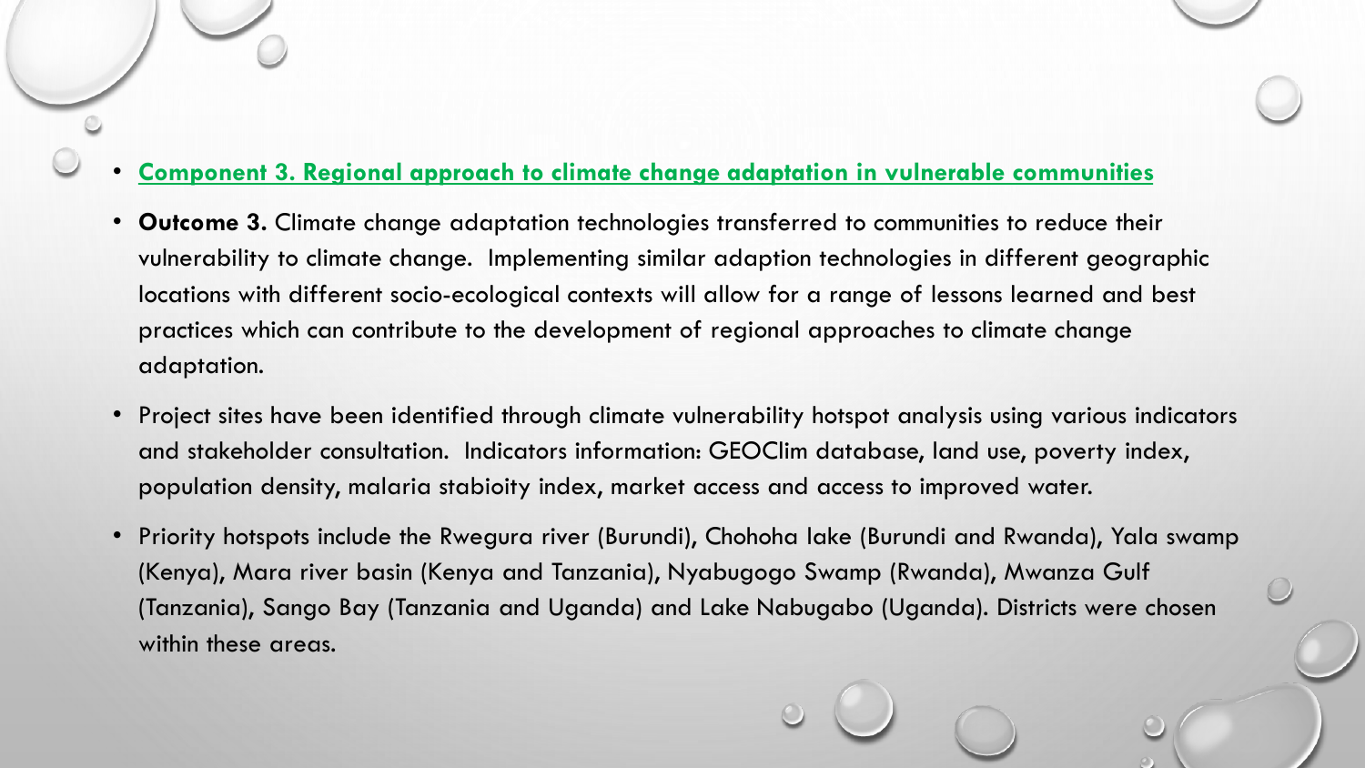- **Component 3. Regional approach to climate change adaptation in vulnerable communities**
- **Outcome 3.** Climate change adaptation technologies transferred to communities to reduce their vulnerability to climate change. Implementing similar adaption technologies in different geographic locations with different socio-ecological contexts will allow for a range of lessons learned and best practices which can contribute to the development of regional approaches to climate change adaptation.
- Project sites have been identified through climate vulnerability hotspot analysis using various indicators and stakeholder consultation. Indicators information: GEOClim database, land use, poverty index, population density, malaria stabioity index, market access and access to improved water.
- Priority hotspots include the Rwegura river (Burundi), Chohoha lake (Burundi and Rwanda), Yala swamp (Kenya), Mara river basin (Kenya and Tanzania), Nyabugogo Swamp (Rwanda), Mwanza Gulf (Tanzania), Sango Bay (Tanzania and Uganda) and Lake Nabugabo (Uganda). Districts were chosen within these areas.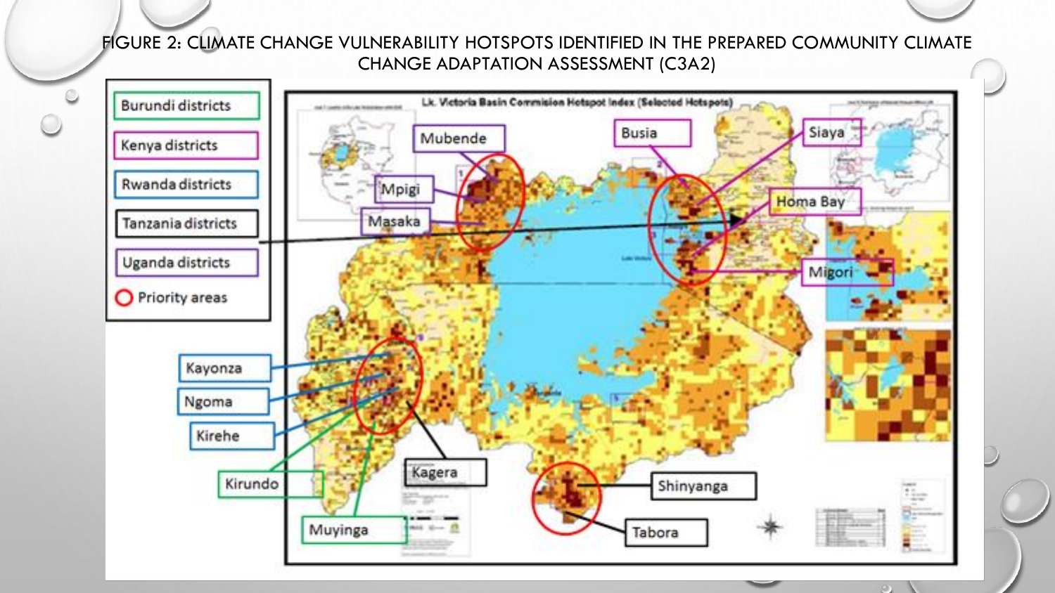# FIGURE 2: CLIMATE CHANGE VULNERABILITY HOTSPOTS IDENTIFIED IN THE PREPARED COMMUNITY CLIMATE CHANGE ADAPTATION ASSESSMENT (C3A2)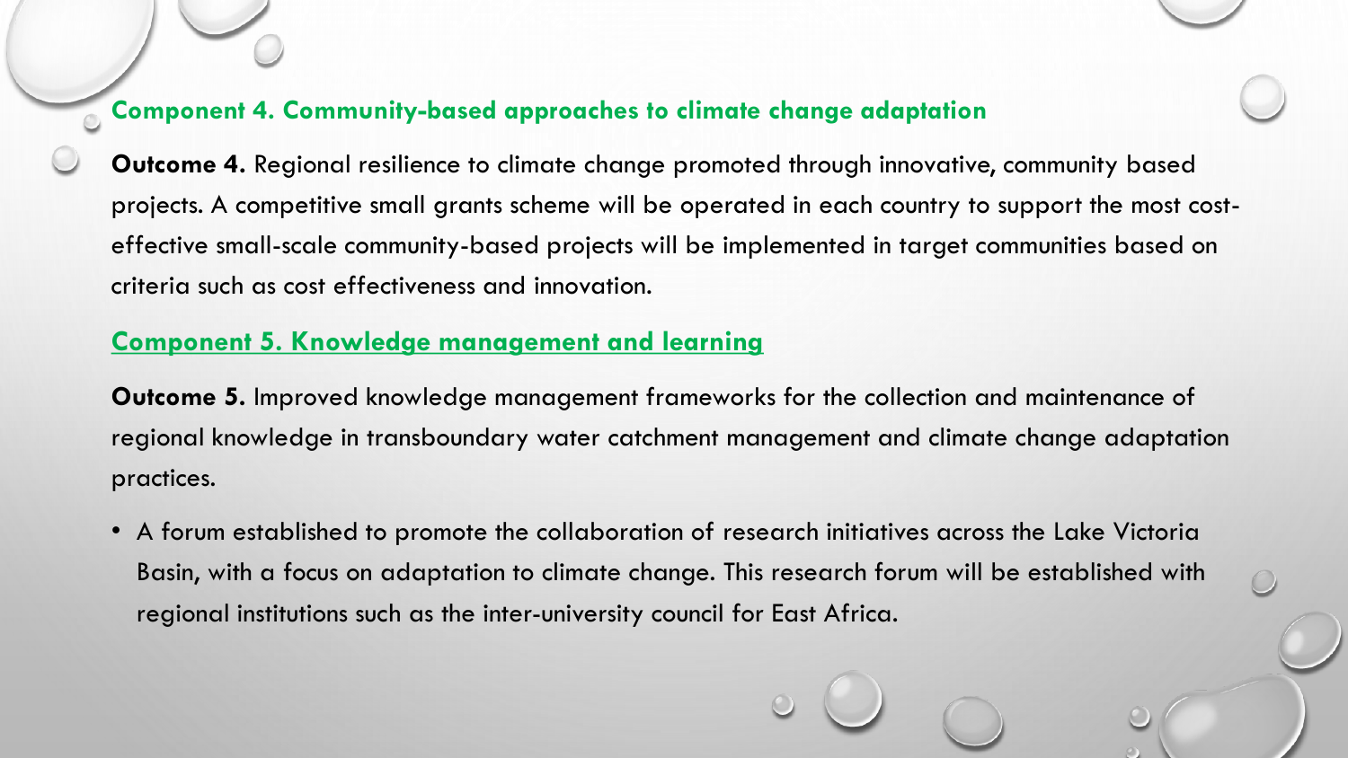## Component 4. Community-based approaches to climate change adaptation

**Outcome 4.** Regional resilience to climate change promoted through innovative, community based projects. A competitive small grants scheme will be operated in each country to support the most cost-effective small-scale community-based projects will be implemented in target communities based on criteria such as cost effectiveness and innovation.

## Component 5. Knowledge management and learning

**Outcome 5.** Improved knowledge management frameworks for the collection and maintenance of regional knowledge in transboundary water catchment management and climate change adaptation practices.

- A forum established to promote the collaboration of research initiatives across the Lake Victoria Basin, with a focus on adaptation to climate change. This research forum will be established with regional institutions such as the inter-university council for East Africa.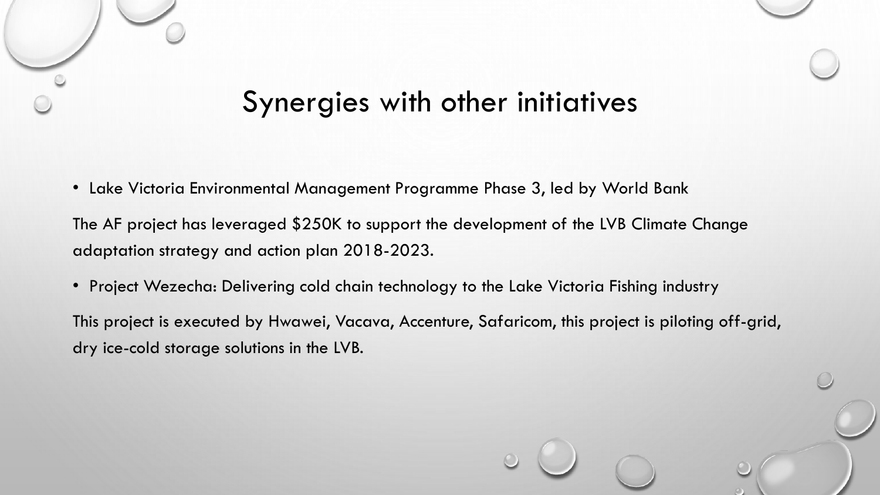# Synergies with other initiatives

- Lake Victoria Environmental Management Programme Phase 3, led by World Bank

The AF project has leveraged $250K to support the development of the LVB Climate Change adaptation strategy and action plan 2018-2023.

- Project Wezecha: Delivering cold chain technology to the Lake Victoria Fishing industry

This project is executed by Hwawei, Vacava, Accenture, Safaricom, this project is piloting off-grid, dry ice-cold storage solutions in the LVB.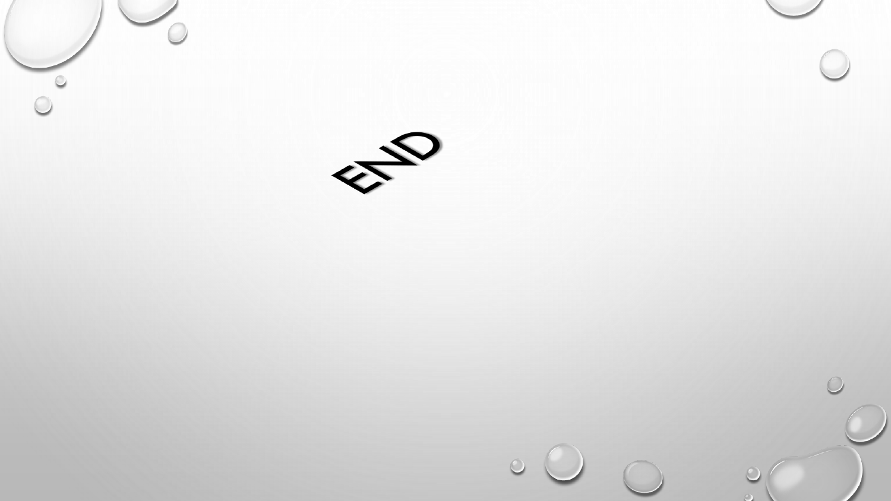# END